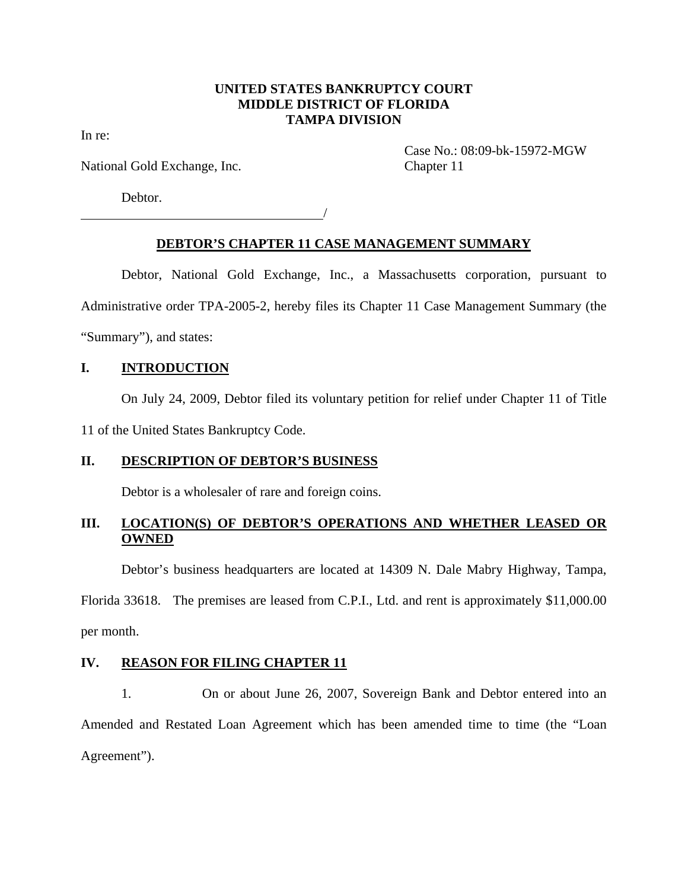**UNITED STATES BANKRUPTCY COURT**
**MIDDLE DISTRICT OF FLORIDA**
**TAMPA DIVISION**

In re:

National Gold Exchange, Inc.

Case No.: 08:09-bk-15972-MGW
Chapter 11

Debtor.
\_\_\_\_\_\_\_\_\_\_\_\_\_\_\_\_\_\_\_\_\_\_\_\_\_\_\_\_\_\_\_\_\_\_\_\_/

## DEBTOR'S CHAPTER 11 CASE MANAGEMENT SUMMARY

Debtor, National Gold Exchange, Inc., a Massachusetts corporation, pursuant to Administrative order TPA-2005-2, hereby files its Chapter 11 Case Management Summary (the "Summary"), and states:

### I. INTRODUCTION

On July 24, 2009, Debtor filed its voluntary petition for relief under Chapter 11 of Title 11 of the United States Bankruptcy Code.

### II. DESCRIPTION OF DEBTOR'S BUSINESS

Debtor is a wholesaler of rare and foreign coins.

### III. LOCATION(S) OF DEBTOR'S OPERATIONS AND WHETHER LEASED OR OWNED

Debtor's business headquarters are located at 14309 N. Dale Mabry Highway, Tampa, Florida 33618. The premises are leased from C.P.I., Ltd. and rent is approximately $11,000.00 per month.

### IV. REASON FOR FILING CHAPTER 11

1. On or about June 26, 2007, Sovereign Bank and Debtor entered into an Amended and Restated Loan Agreement which has been amended time to time (the "Loan Agreement").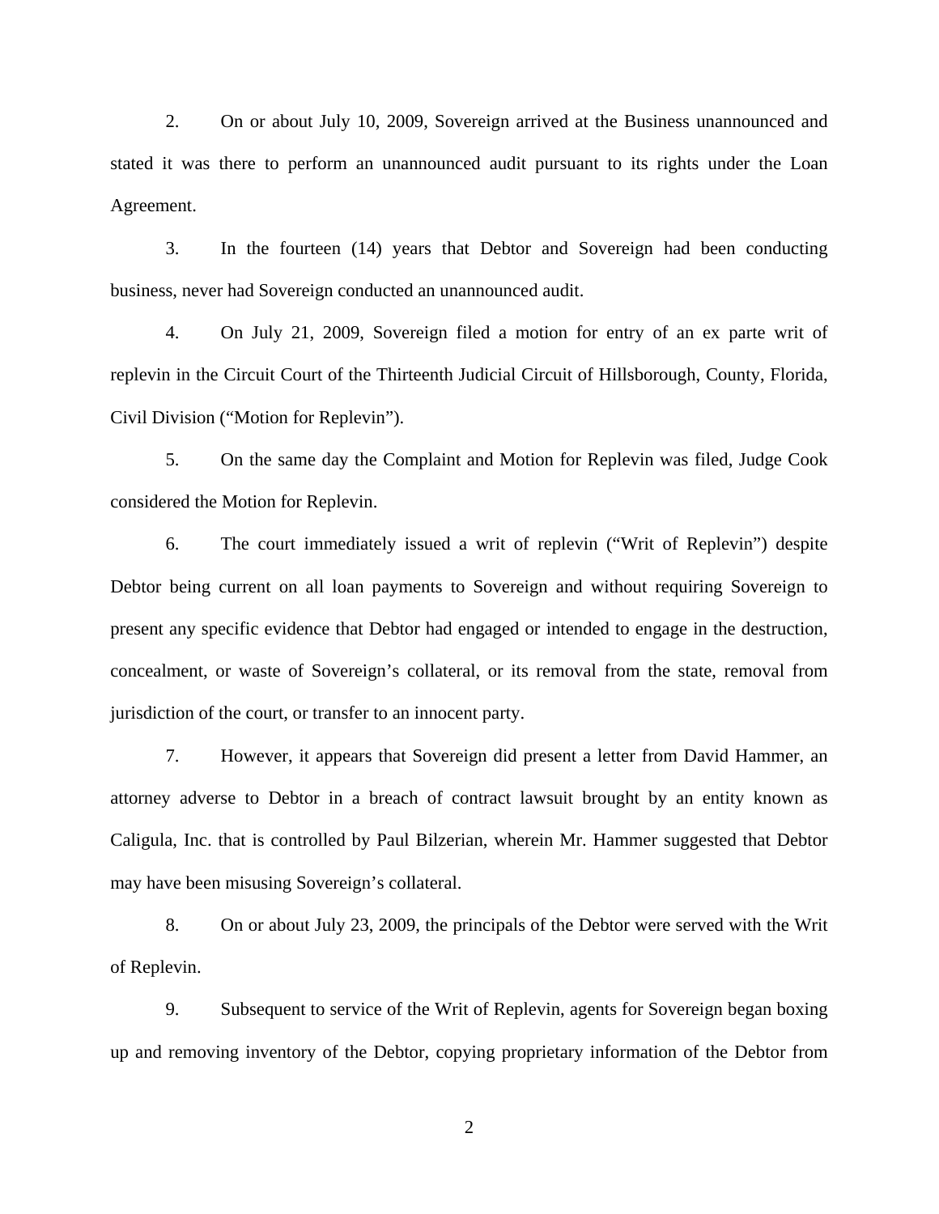2. On or about July 10, 2009, Sovereign arrived at the Business unannounced and stated it was there to perform an unannounced audit pursuant to its rights under the Loan Agreement.

3. In the fourteen (14) years that Debtor and Sovereign had been conducting business, never had Sovereign conducted an unannounced audit.

4. On July 21, 2009, Sovereign filed a motion for entry of an ex parte writ of replevin in the Circuit Court of the Thirteenth Judicial Circuit of Hillsborough, County, Florida, Civil Division ("Motion for Replevin").

5. On the same day the Complaint and Motion for Replevin was filed, Judge Cook considered the Motion for Replevin.

6. The court immediately issued a writ of replevin ("Writ of Replevin") despite Debtor being current on all loan payments to Sovereign and without requiring Sovereign to present any specific evidence that Debtor had engaged or intended to engage in the destruction, concealment, or waste of Sovereign's collateral, or its removal from the state, removal from jurisdiction of the court, or transfer to an innocent party.

7. However, it appears that Sovereign did present a letter from David Hammer, an attorney adverse to Debtor in a breach of contract lawsuit brought by an entity known as Caligula, Inc. that is controlled by Paul Bilzerian, wherein Mr. Hammer suggested that Debtor may have been misusing Sovereign's collateral.

8. On or about July 23, 2009, the principals of the Debtor were served with the Writ of Replevin.

9. Subsequent to service of the Writ of Replevin, agents for Sovereign began boxing up and removing inventory of the Debtor, copying proprietary information of the Debtor from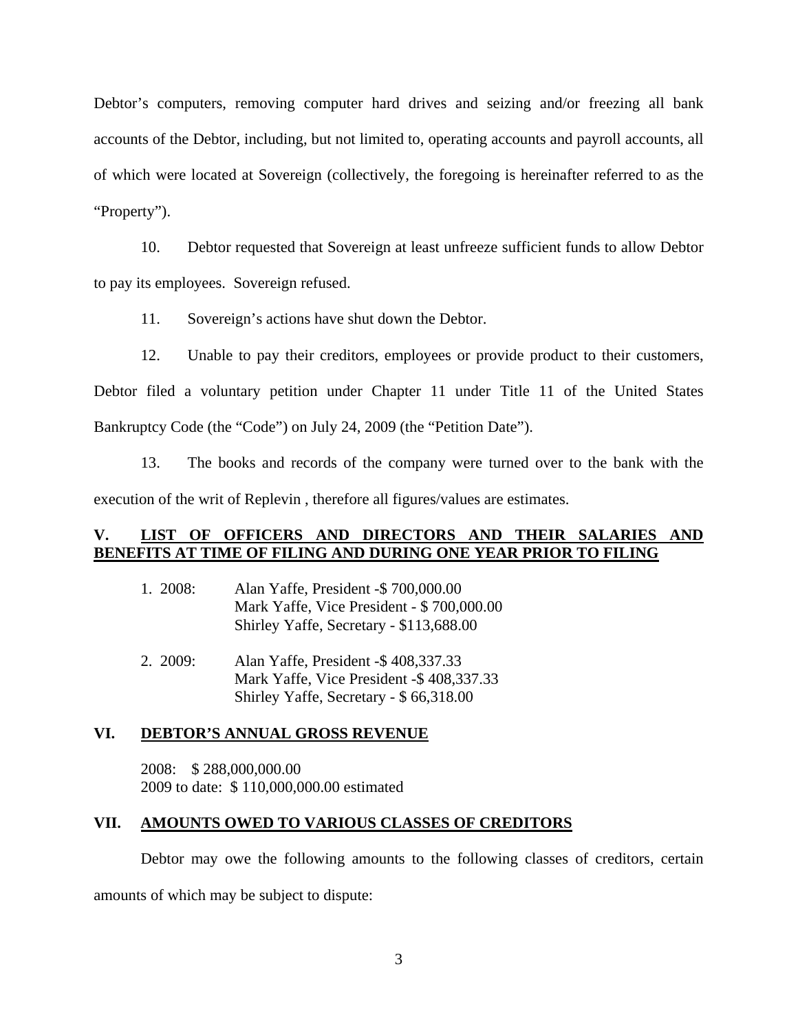Debtor's computers, removing computer hard drives and seizing and/or freezing all bank accounts of the Debtor, including, but not limited to, operating accounts and payroll accounts, all of which were located at Sovereign (collectively, the foregoing is hereinafter referred to as the "Property").

10. Debtor requested that Sovereign at least unfreeze sufficient funds to allow Debtor to pay its employees. Sovereign refused.

11. Sovereign's actions have shut down the Debtor.

12. Unable to pay their creditors, employees or provide product to their customers, Debtor filed a voluntary petition under Chapter 11 under Title 11 of the United States Bankruptcy Code (the "Code") on July 24, 2009 (the "Petition Date").

13. The books and records of the company were turned over to the bank with the execution of the writ of Replevin , therefore all figures/values are estimates.

## V. LIST OF OFFICERS AND DIRECTORS AND THEIR SALARIES AND BENEFITS AT TIME OF FILING AND DURING ONE YEAR PRIOR TO FILING

1. 2008: Alan Yaffe, President -$ 700,000.00
   Mark Yaffe, Vice President - $ 700,000.00
   Shirley Yaffe, Secretary - $113,688.00

2. 2009: Alan Yaffe, President -$ 408,337.33
   Mark Yaffe, Vice President -$ 408,337.33
   Shirley Yaffe, Secretary - $ 66,318.00

## VI. DEBTOR'S ANNUAL GROSS REVENUE

2008: $ 288,000,000.00
2009 to date: $ 110,000,000.00 estimated

## VII. AMOUNTS OWED TO VARIOUS CLASSES OF CREDITORS

Debtor may owe the following amounts to the following classes of creditors, certain amounts of which may be subject to dispute: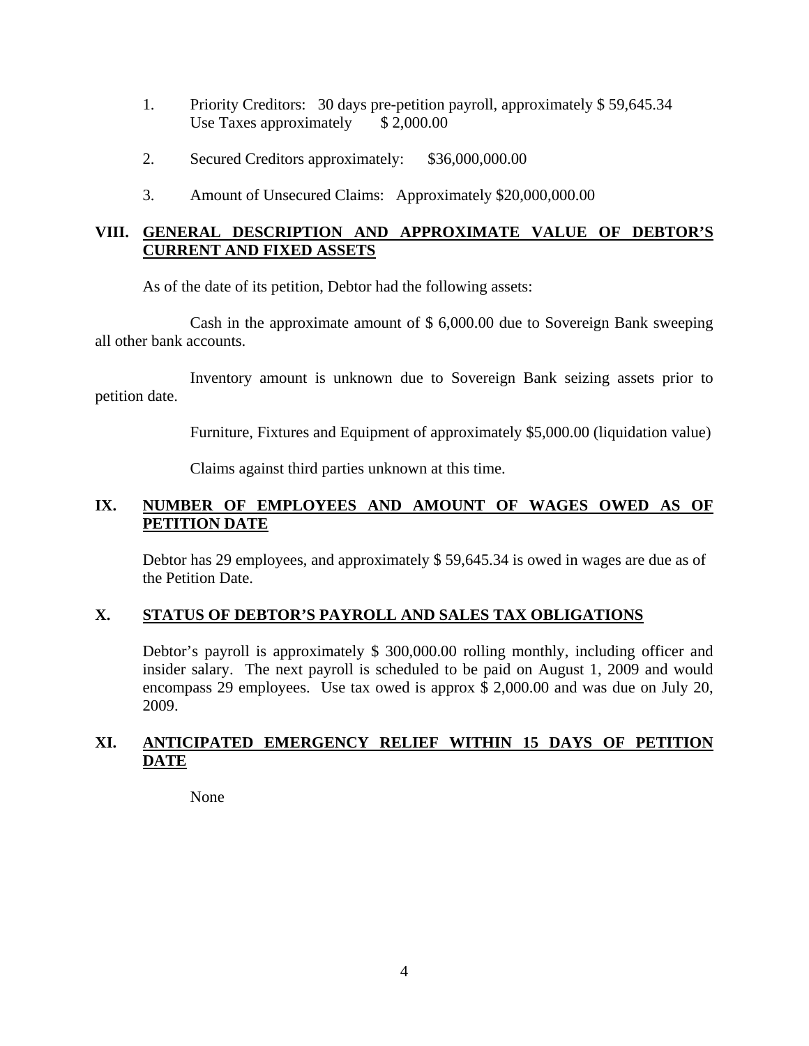1. Priority Creditors: 30 days pre-petition payroll, approximately $ 59,645.34
   Use Taxes approximately $ 2,000.00

2. Secured Creditors approximately: $36,000,000.00

3. Amount of Unsecured Claims: Approximately $20,000,000.00

## VIII. GENERAL DESCRIPTION AND APPROXIMATE VALUE OF DEBTOR'S CURRENT AND FIXED ASSETS

As of the date of its petition, Debtor had the following assets:

Cash in the approximate amount of $ 6,000.00 due to Sovereign Bank sweeping all other bank accounts.

Inventory amount is unknown due to Sovereign Bank seizing assets prior to petition date.

Furniture, Fixtures and Equipment of approximately $5,000.00 (liquidation value)

Claims against third parties unknown at this time.

## IX. NUMBER OF EMPLOYEES AND AMOUNT OF WAGES OWED AS OF PETITION DATE

Debtor has 29 employees, and approximately $ 59,645.34 is owed in wages are due as of the Petition Date.

## X. STATUS OF DEBTOR'S PAYROLL AND SALES TAX OBLIGATIONS

Debtor's payroll is approximately $ 300,000.00 rolling monthly, including officer and insider salary. The next payroll is scheduled to be paid on August 1, 2009 and would encompass 29 employees. Use tax owed is approx $ 2,000.00 and was due on July 20, 2009.

## XI. ANTICIPATED EMERGENCY RELIEF WITHIN 15 DAYS OF PETITION DATE

None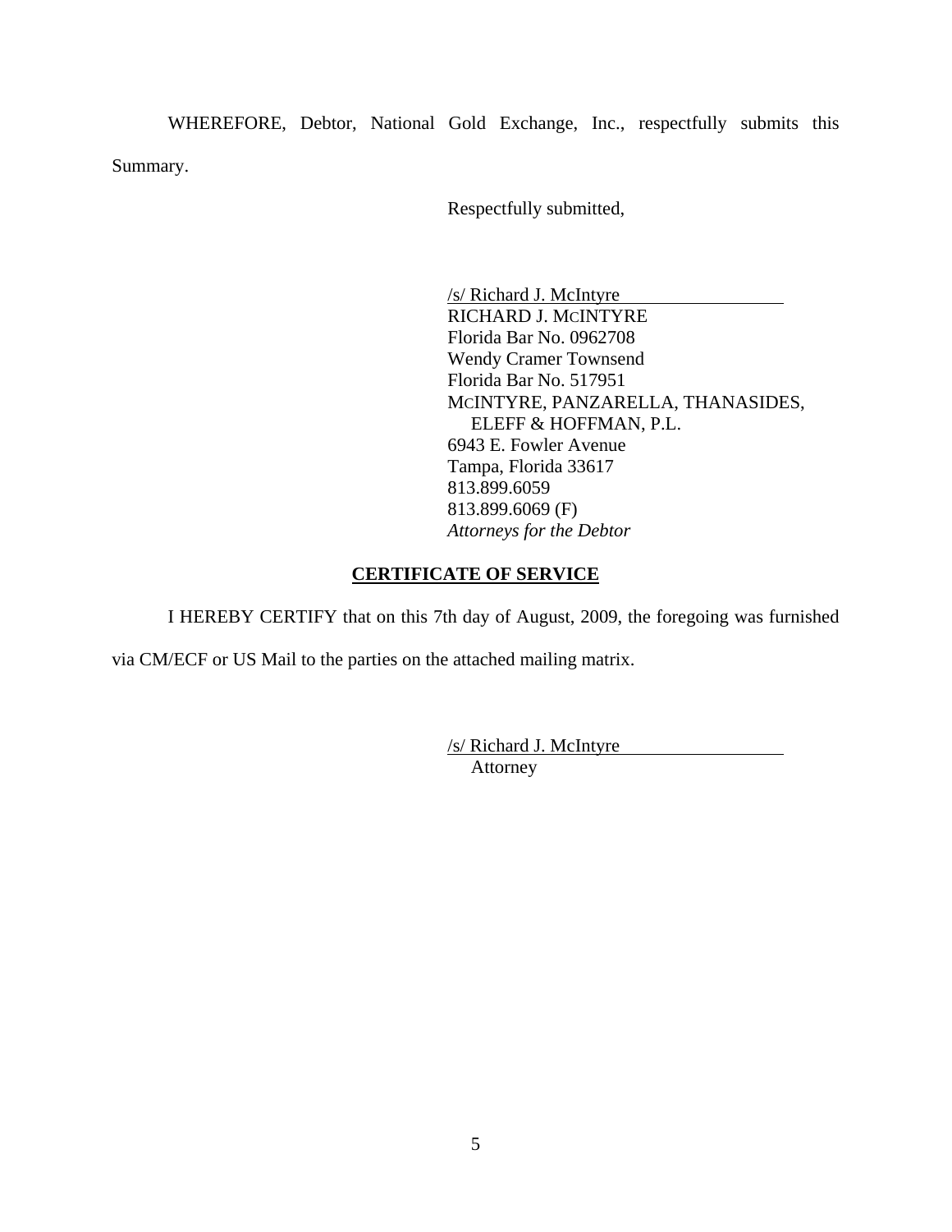WHEREFORE, Debtor, National Gold Exchange, Inc., respectfully submits this Summary.

Respectfully submitted,

/s/ Richard J. McIntyre
RICHARD J. MCINTYRE
Florida Bar No. 0962708
Wendy Cramer Townsend
Florida Bar No. 517951
MCINTYRE, PANZARELLA, THANASIDES, ELEFF & HOFFMAN, P.L.
6943 E. Fowler Avenue
Tampa, Florida 33617
813.899.6059
813.899.6069 (F)
*Attorneys for the Debtor*

## CERTIFICATE OF SERVICE

I HEREBY CERTIFY that on this 7th day of August, 2009, the foregoing was furnished via CM/ECF or US Mail to the parties on the attached mailing matrix.

/s/ Richard J. McIntyre
Attorney